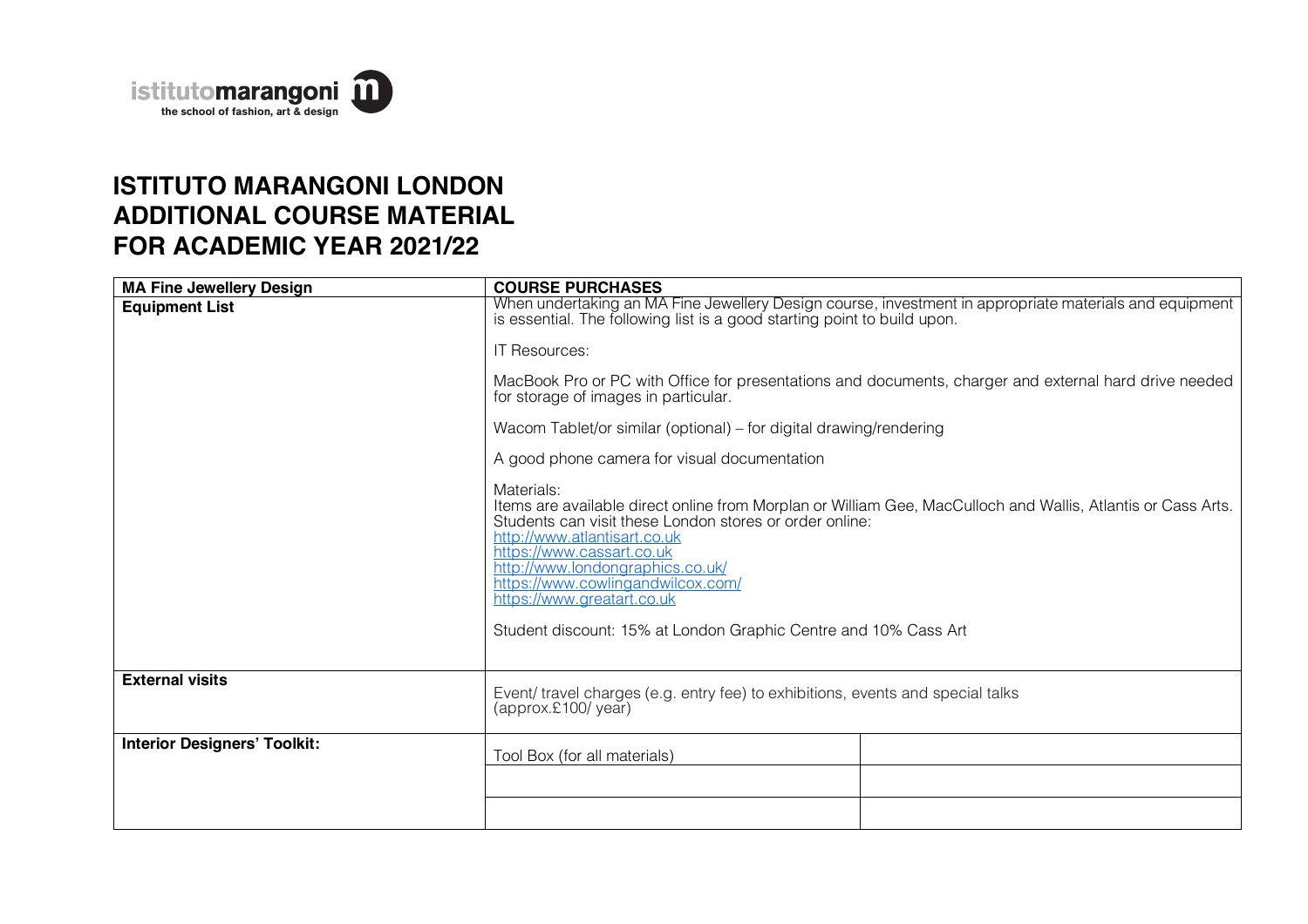**istitutomarangoni**
**the school of fashion, art & design**

# ISTITUTO MARANGONI LONDON
# ADDITIONAL COURSE MATERIAL
# FOR ACADEMIC YEAR 2021/22

| **MA Fine Jewellery Design** | **COURSE PURCHASES** | |
|---|---|---|
| **Equipment List** | When undertaking an MA Fine Jewellery Design course, investment in appropriate materials and equipment is essential. The following list is a good starting point to build upon.<br><br>IT Resources:<br><br>MacBook Pro or PC with Office for presentations and documents, charger and external hard drive needed for storage of images in particular.<br><br>Wacom Tablet/or similar (optional) – for digital drawing/rendering<br><br>A good phone camera for visual documentation<br><br>Materials:<br>Items are available direct online from Morplan or William Gee, MacCulloch and Wallis, Atlantis or Cass Arts. Students can visit these London stores or order online:<br>http://www.atlantisart.co.uk<br>https://www.cassart.co.uk<br>http://www.londongraphics.co.uk/<br>https://www.cowlingandwilcox.com/<br>https://www.greatart.co.uk<br><br>Student discount: 15% at London Graphic Centre and 10% Cass Art | |
| **External visits** | Event/ travel charges (e.g. entry fee) to exhibitions, events and special talks (approx.£100/ year) | |
| **Interior Designers' Toolkit:** | Tool Box (for all materials) | |
| | | |
| | | |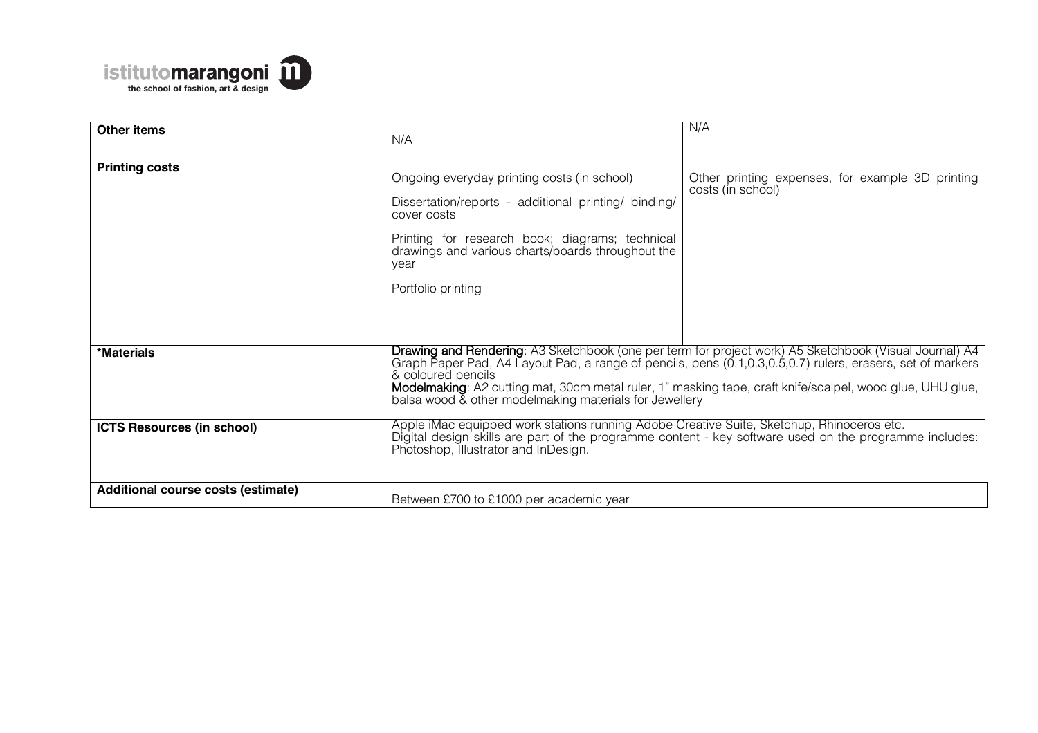| | | |
|---|---|---|
| **Other items** | N/A | N/A |
| **Printing costs** | Ongoing everyday printing costs (in school)<br><br>Dissertation/reports - additional printing/ binding/ cover costs<br><br>Printing for research book; diagrams; technical drawings and various charts/boards throughout the year<br><br>Portfolio printing | Other printing expenses, for example 3D printing costs (in school) |
| ***Materials** | **Drawing and Rendering**: A3 Sketchbook (one per term for project work) A5 Sketchbook (Visual Journal) A4 Graph Paper Pad, A4 Layout Pad, a range of pencils, pens (0.1,0.3,0.5,0.7) rulers, erasers, set of markers & coloured pencils<br>**Modelmaking**: A2 cutting mat, 30cm metal ruler, 1" masking tape, craft knife/scalpel, wood glue, UHU glue, balsa wood & other modelmaking materials for Jewellery | |
| **ICTS Resources (in school)** | Apple iMac equipped work stations running Adobe Creative Suite, Sketchup, Rhinoceros etc.<br>Digital design skills are part of the programme content - key software used on the programme includes: Photoshop, Illustrator and InDesign. | |
| **Additional course costs (estimate)** | Between £700 to £1000 per academic year | |